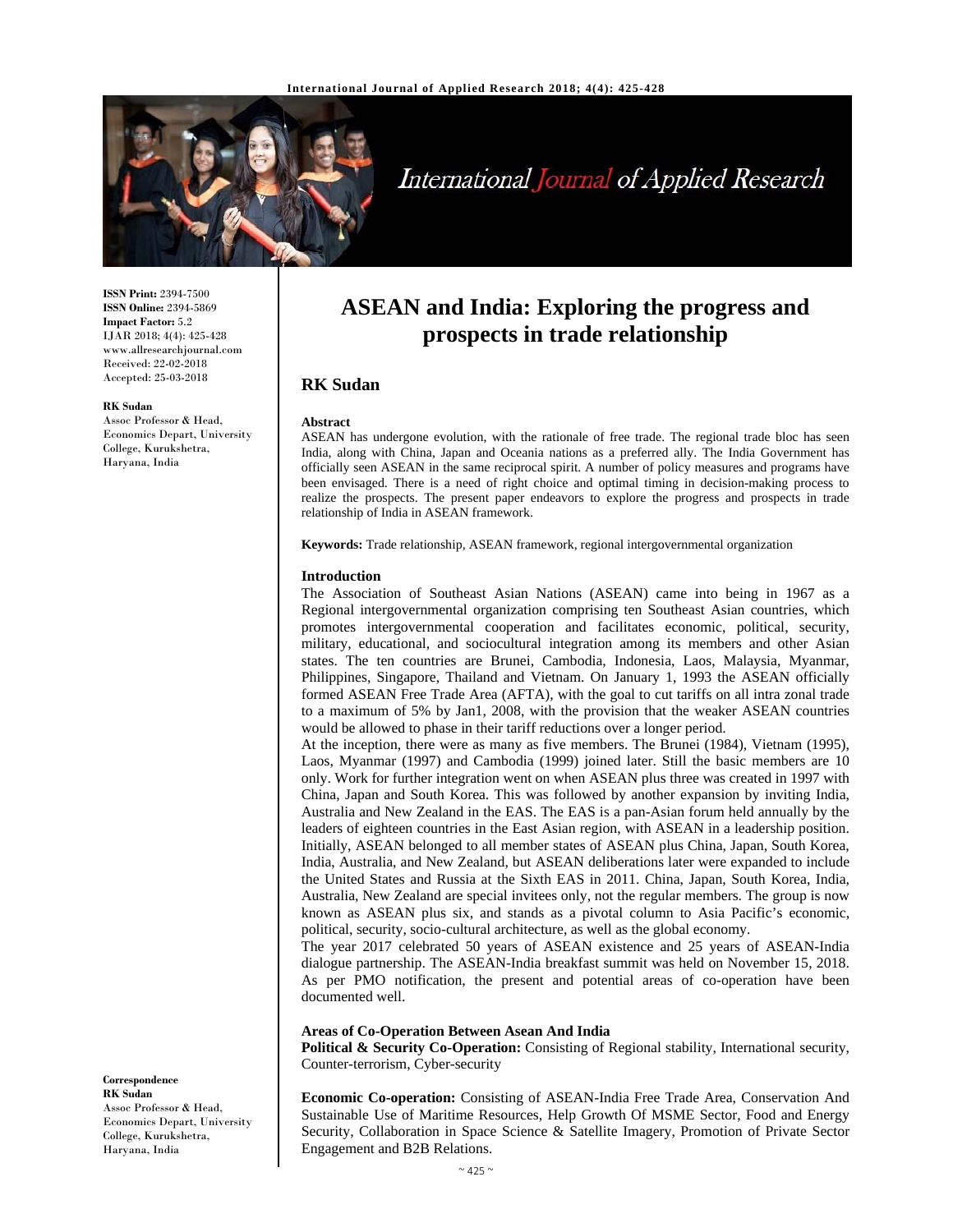# ASEAN and India: Exploring the progress and prospects in trade relationship

**RK Sudan**

**ISSN Print:** 2394-7500
**ISSN Online:** 2394-5869
**Impact Factor:** 5.2
IJAR 2018; 4(4): 425-428
www.allresearchjournal.com
Received: 22-02-2018
Accepted: 25-03-2018

**RK Sudan**
Assoc Professor & Head, Economics Depart, University College, Kurukshetra, Haryana, India

**Correspondence**
**RK Sudan**
Assoc Professor & Head, Economics Depart, University College, Kurukshetra, Haryana, India

### Abstract

ASEAN has undergone evolution, with the rationale of free trade. The regional trade bloc has seen India, along with China, Japan and Oceania nations as a preferred ally. The India Government has officially seen ASEAN in the same reciprocal spirit. A number of policy measures and programs have been envisaged. There is a need of right choice and optimal timing in decision-making process to realize the prospects. The present paper endeavors to explore the progress and prospects in trade relationship of India in ASEAN framework.

**Keywords:** Trade relationship, ASEAN framework, regional intergovernmental organization

### Introduction

The Association of Southeast Asian Nations (ASEAN) came into being in 1967 as a Regional intergovernmental organization comprising ten Southeast Asian countries, which promotes intergovernmental cooperation and facilitates economic, political, security, military, educational, and sociocultural integration among its members and other Asian states. The ten countries are Brunei, Cambodia, Indonesia, Laos, Malaysia, Myanmar, Philippines, Singapore, Thailand and Vietnam. On January 1, 1993 the ASEAN officially formed ASEAN Free Trade Area (AFTA), with the goal to cut tariffs on all intra zonal trade to a maximum of 5% by Jan1, 2008, with the provision that the weaker ASEAN countries would be allowed to phase in their tariff reductions over a longer period.

At the inception, there were as many as five members. The Brunei (1984), Vietnam (1995), Laos, Myanmar (1997) and Cambodia (1999) joined later. Still the basic members are 10 only. Work for further integration went on when ASEAN plus three was created in 1997 with China, Japan and South Korea. This was followed by another expansion by inviting India, Australia and New Zealand in the EAS. The EAS is a pan-Asian forum held annually by the leaders of eighteen countries in the East Asian region, with ASEAN in a leadership position. Initially, ASEAN belonged to all member states of ASEAN plus China, Japan, South Korea, India, Australia, and New Zealand, but ASEAN deliberations later were expanded to include the United States and Russia at the Sixth EAS in 2011. China, Japan, South Korea, India, Australia, New Zealand are special invitees only, not the regular members. The group is now known as ASEAN plus six, and stands as a pivotal column to Asia Pacific's economic, political, security, socio-cultural architecture, as well as the global economy.

The year 2017 celebrated 50 years of ASEAN existence and 25 years of ASEAN-India dialogue partnership. The ASEAN-India breakfast summit was held on November 15, 2018. As per PMO notification, the present and potential areas of co-operation have been documented well.

### Areas of Co-Operation Between Asean And India

**Political & Security Co-Operation:** Consisting of Regional stability, International security, Counter-terrorism, Cyber-security

**Economic Co-operation:** Consisting of ASEAN-India Free Trade Area, Conservation And Sustainable Use of Maritime Resources, Help Growth Of MSME Sector, Food and Energy Security, Collaboration in Space Science & Satellite Imagery, Promotion of Private Sector Engagement and B2B Relations.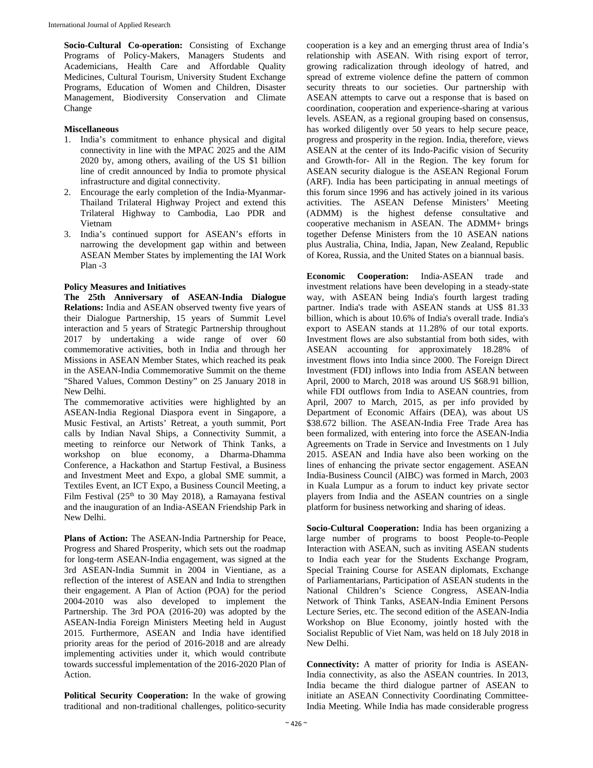**Socio-Cultural Co-operation:** Consisting of Exchange Programs of Policy-Makers, Managers Students and Academicians, Health Care and Affordable Quality Medicines, Cultural Tourism, University Student Exchange Programs, Education of Women and Children, Disaster Management, Biodiversity Conservation and Climate Change

**Miscellaneous**

1. India's commitment to enhance physical and digital connectivity in line with the MPAC 2025 and the AIM 2020 by, among others, availing of the US $1 billion line of credit announced by India to promote physical infrastructure and digital connectivity.
2. Encourage the early completion of the India-Myanmar-Thailand Trilateral Highway Project and extend this Trilateral Highway to Cambodia, Lao PDR and Vietnam
3. India's continued support for ASEAN's efforts in narrowing the development gap within and between ASEAN Member States by implementing the IAI Work Plan -3

**Policy Measures and Initiatives**

**The 25th Anniversary of ASEAN-India Dialogue Relations:** India and ASEAN observed twenty five years of their Dialogue Partnership, 15 years of Summit Level interaction and 5 years of Strategic Partnership throughout 2017 by undertaking a wide range of over 60 commemorative activities, both in India and through her Missions in ASEAN Member States, which reached its peak in the ASEAN-India Commemorative Summit on the theme "Shared Values, Common Destiny" on 25 January 2018 in New Delhi.

The commemorative activities were highlighted by an ASEAN-India Regional Diaspora event in Singapore, a Music Festival, an Artists' Retreat, a youth summit, Port calls by Indian Naval Ships, a Connectivity Summit, a meeting to reinforce our Network of Think Tanks, a workshop on blue economy, a Dharma-Dhamma Conference, a Hackathon and Startup Festival, a Business and Investment Meet and Expo, a global SME summit, a Textiles Event, an ICT Expo, a Business Council Meeting, a Film Festival (25th to 30 May 2018), a Ramayana festival and the inauguration of an India-ASEAN Friendship Park in New Delhi.

**Plans of Action:** The ASEAN-India Partnership for Peace, Progress and Shared Prosperity, which sets out the roadmap for long-term ASEAN-India engagement, was signed at the 3rd ASEAN-India Summit in 2004 in Vientiane, as a reflection of the interest of ASEAN and India to strengthen their engagement. A Plan of Action (POA) for the period 2004-2010 was also developed to implement the Partnership. The 3rd POA (2016-20) was adopted by the ASEAN-India Foreign Ministers Meeting held in August 2015. Furthermore, ASEAN and India have identified priority areas for the period of 2016-2018 and are already implementing activities under it, which would contribute towards successful implementation of the 2016-2020 Plan of Action.

**Political Security Cooperation:** In the wake of growing traditional and non-traditional challenges, politico-security cooperation is a key and an emerging thrust area of India's relationship with ASEAN. With rising export of terror, growing radicalization through ideology of hatred, and spread of extreme violence define the pattern of common security threats to our societies. Our partnership with ASEAN attempts to carve out a response that is based on coordination, cooperation and experience-sharing at various levels. ASEAN, as a regional grouping based on consensus, has worked diligently over 50 years to help secure peace, progress and prosperity in the region. India, therefore, views ASEAN at the center of its Indo-Pacific vision of Security and Growth-for- All in the Region. The key forum for ASEAN security dialogue is the ASEAN Regional Forum (ARF). India has been participating in annual meetings of this forum since 1996 and has actively joined in its various activities. The ASEAN Defense Ministers' Meeting (ADMM) is the highest defense consultative and cooperative mechanism in ASEAN. The ADMM+ brings together Defense Ministers from the 10 ASEAN nations plus Australia, China, India, Japan, New Zealand, Republic of Korea, Russia, and the United States on a biannual basis.

**Economic Cooperation:** India-ASEAN trade and investment relations have been developing in a steady-state way, with ASEAN being India's fourth largest trading partner. India's trade with ASEAN stands at US$ 81.33 billion, which is about 10.6% of India's overall trade. India's export to ASEAN stands at 11.28% of our total exports. Investment flows are also substantial from both sides, with ASEAN accounting for approximately 18.28% of investment flows into India since 2000. The Foreign Direct Investment (FDI) inflows into India from ASEAN between April, 2000 to March, 2018 was around US $68.91 billion, while FDI outflows from India to ASEAN countries, from April, 2007 to March, 2015, as per info provided by Department of Economic Affairs (DEA), was about US $38.672 billion. The ASEAN-India Free Trade Area has been formalized, with entering into force the ASEAN-India Agreements on Trade in Service and Investments on 1 July 2015. ASEAN and India have also been working on the lines of enhancing the private sector engagement. ASEAN India-Business Council (AIBC) was formed in March, 2003 in Kuala Lumpur as a forum to induct key private sector players from India and the ASEAN countries on a single platform for business networking and sharing of ideas.

**Socio-Cultural Cooperation:** India has been organizing a large number of programs to boost People-to-People Interaction with ASEAN, such as inviting ASEAN students to India each year for the Students Exchange Program, Special Training Course for ASEAN diplomats, Exchange of Parliamentarians, Participation of ASEAN students in the National Children's Science Congress, ASEAN-India Network of Think Tanks, ASEAN-India Eminent Persons Lecture Series, etc. The second edition of the ASEAN-India Workshop on Blue Economy, jointly hosted with the Socialist Republic of Viet Nam, was held on 18 July 2018 in New Delhi.

**Connectivity:** A matter of priority for India is ASEAN-India connectivity, as also the ASEAN countries. In 2013, India became the third dialogue partner of ASEAN to initiate an ASEAN Connectivity Coordinating Committee-India Meeting. While India has made considerable progress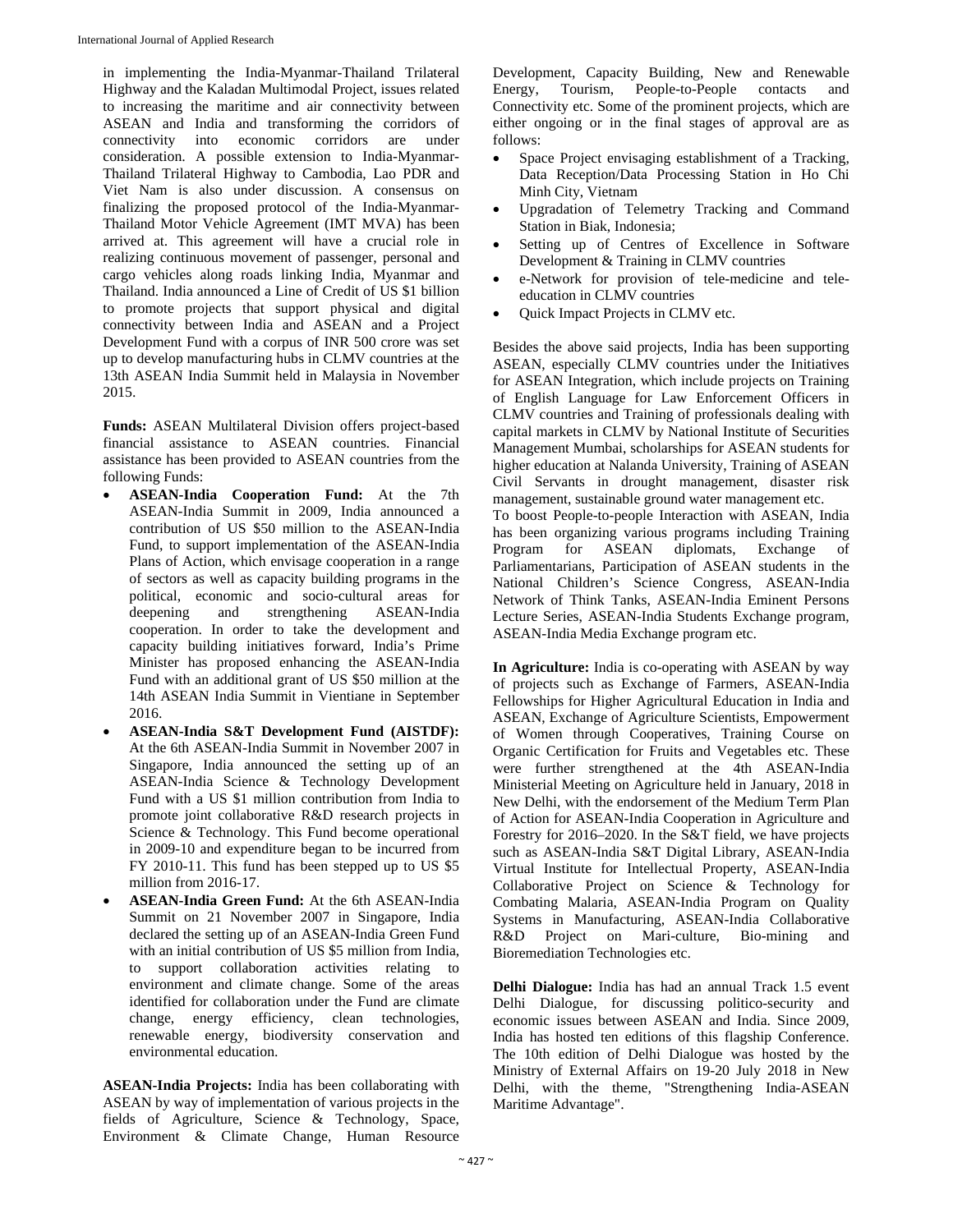in implementing the India-Myanmar-Thailand Trilateral Highway and the Kaladan Multimodal Project, issues related to increasing the maritime and air connectivity between ASEAN and India and transforming the corridors of connectivity into economic corridors are under consideration. A possible extension to India-Myanmar-Thailand Trilateral Highway to Cambodia, Lao PDR and Viet Nam is also under discussion. A consensus on finalizing the proposed protocol of the India-Myanmar-Thailand Motor Vehicle Agreement (IMT MVA) has been arrived at. This agreement will have a crucial role in realizing continuous movement of passenger, personal and cargo vehicles along roads linking India, Myanmar and Thailand. India announced a Line of Credit of US $1 billion to promote projects that support physical and digital connectivity between India and ASEAN and a Project Development Fund with a corpus of INR 500 crore was set up to develop manufacturing hubs in CLMV countries at the 13th ASEAN India Summit held in Malaysia in November 2015.

**Funds:** ASEAN Multilateral Division offers project-based financial assistance to ASEAN countries. Financial assistance has been provided to ASEAN countries from the following Funds:

- **ASEAN-India Cooperation Fund:** At the 7th ASEAN-India Summit in 2009, India announced a contribution of US $50 million to the ASEAN-India Fund, to support implementation of the ASEAN-India Plans of Action, which envisage cooperation in a range of sectors as well as capacity building programs in the political, economic and socio-cultural areas for deepening and strengthening ASEAN-India cooperation. In order to take the development and capacity building initiatives forward, India's Prime Minister has proposed enhancing the ASEAN-India Fund with an additional grant of US $50 million at the 14th ASEAN India Summit in Vientiane in September 2016.
- **ASEAN-India S&T Development Fund (AISTDF):** At the 6th ASEAN-India Summit in November 2007 in Singapore, India announced the setting up of an ASEAN-India Science & Technology Development Fund with a US $1 million contribution from India to promote joint collaborative R&D research projects in Science & Technology. This Fund become operational in 2009-10 and expenditure began to be incurred from FY 2010-11. This fund has been stepped up to US $5 million from 2016-17.
- **ASEAN-India Green Fund:** At the 6th ASEAN-India Summit on 21 November 2007 in Singapore, India declared the setting up of an ASEAN-India Green Fund with an initial contribution of US $5 million from India, to support collaboration activities relating to environment and climate change. Some of the areas identified for collaboration under the Fund are climate change, energy efficiency, clean technologies, renewable energy, biodiversity conservation and environmental education.

**ASEAN-India Projects:** India has been collaborating with ASEAN by way of implementation of various projects in the fields of Agriculture, Science & Technology, Space, Environment & Climate Change, Human Resource Development, Capacity Building, New and Renewable Energy, Tourism, People-to-People contacts and Connectivity etc. Some of the prominent projects, which are either ongoing or in the final stages of approval are as follows:

- Space Project envisaging establishment of a Tracking, Data Reception/Data Processing Station in Ho Chi Minh City, Vietnam
- Upgradation of Telemetry Tracking and Command Station in Biak, Indonesia;
- Setting up of Centres of Excellence in Software Development & Training in CLMV countries
- e-Network for provision of tele-medicine and tele-education in CLMV countries
- Quick Impact Projects in CLMV etc.

Besides the above said projects, India has been supporting ASEAN, especially CLMV countries under the Initiatives for ASEAN Integration, which include projects on Training of English Language for Law Enforcement Officers in CLMV countries and Training of professionals dealing with capital markets in CLMV by National Institute of Securities Management Mumbai, scholarships for ASEAN students for higher education at Nalanda University, Training of ASEAN Civil Servants in drought management, disaster risk management, sustainable ground water management etc.
To boost People-to-people Interaction with ASEAN, India has been organizing various programs including Training Program for ASEAN diplomats, Exchange of Parliamentarians, Participation of ASEAN students in the National Children's Science Congress, ASEAN-India Network of Think Tanks, ASEAN-India Eminent Persons Lecture Series, ASEAN-India Students Exchange program, ASEAN-India Media Exchange program etc.

**In Agriculture:** India is co-operating with ASEAN by way of projects such as Exchange of Farmers, ASEAN-India Fellowships for Higher Agricultural Education in India and ASEAN, Exchange of Agriculture Scientists, Empowerment of Women through Cooperatives, Training Course on Organic Certification for Fruits and Vegetables etc. These were further strengthened at the 4th ASEAN-India Ministerial Meeting on Agriculture held in January, 2018 in New Delhi, with the endorsement of the Medium Term Plan of Action for ASEAN-India Cooperation in Agriculture and Forestry for 2016–2020. In the S&T field, we have projects such as ASEAN-India S&T Digital Library, ASEAN-India Virtual Institute for Intellectual Property, ASEAN-India Collaborative Project on Science & Technology for Combating Malaria, ASEAN-India Program on Quality Systems in Manufacturing, ASEAN-India Collaborative R&D Project on Mari-culture, Bio-mining and Bioremediation Technologies etc.

**Delhi Dialogue:** India has had an annual Track 1.5 event Delhi Dialogue, for discussing politico-security and economic issues between ASEAN and India. Since 2009, India has hosted ten editions of this flagship Conference. The 10th edition of Delhi Dialogue was hosted by the Ministry of External Affairs on 19-20 July 2018 in New Delhi, with the theme, "Strengthening India-ASEAN Maritime Advantage".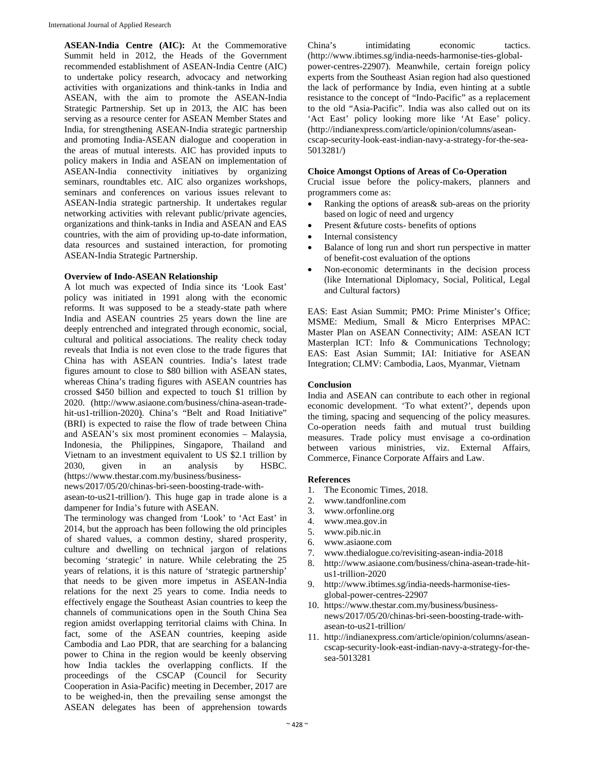**ASEAN-India Centre (AIC):** At the Commemorative Summit held in 2012, the Heads of the Government recommended establishment of ASEAN-India Centre (AIC) to undertake policy research, advocacy and networking activities with organizations and think-tanks in India and ASEAN, with the aim to promote the ASEAN-India Strategic Partnership. Set up in 2013, the AIC has been serving as a resource center for ASEAN Member States and India, for strengthening ASEAN-India strategic partnership and promoting India-ASEAN dialogue and cooperation in the areas of mutual interests. AIC has provided inputs to policy makers in India and ASEAN on implementation of ASEAN-India connectivity initiatives by organizing seminars, roundtables etc. AIC also organizes workshops, seminars and conferences on various issues relevant to ASEAN-India strategic partnership. It undertakes regular networking activities with relevant public/private agencies, organizations and think-tanks in India and ASEAN and EAS countries, with the aim of providing up-to-date information, data resources and sustained interaction, for promoting ASEAN-India Strategic Partnership.

**Overview of Indo-ASEAN Relationship**

A lot much was expected of India since its 'Look East' policy was initiated in 1991 along with the economic reforms. It was supposed to be a steady-state path where India and ASEAN countries 25 years down the line are deeply entrenched and integrated through economic, social, cultural and political associations. The reality check today reveals that India is not even close to the trade figures that China has with ASEAN countries. India's latest trade figures amount to close to $80 billion with ASEAN states, whereas China's trading figures with ASEAN countries has crossed $450 billion and expected to touch $1 trillion by 2020. (http://www.asiaone.com/business/china-asean-trade-hit-us1-trillion-2020). China's "Belt and Road Initiative" (BRI) is expected to raise the flow of trade between China and ASEAN's six most prominent economies – Malaysia, Indonesia, the Philippines, Singapore, Thailand and Vietnam to an investment equivalent to US $2.1 trillion by 2030, given in an analysis by HSBC. (https://www.thestar.com.my/business/business-news/2017/05/20/chinas-bri-seen-boosting-trade-with-asean-to-us21-trillion/). This huge gap in trade alone is a dampener for India's future with ASEAN.

The terminology was changed from 'Look' to 'Act East' in 2014, but the approach has been following the old principles of shared values, a common destiny, shared prosperity, culture and dwelling on technical jargon of relations becoming 'strategic' in nature. While celebrating the 25 years of relations, it is this nature of 'strategic partnership' that needs to be given more impetus in ASEAN-India relations for the next 25 years to come. India needs to effectively engage the Southeast Asian countries to keep the channels of communications open in the South China Sea region amidst overlapping territorial claims with China. In fact, some of the ASEAN countries, keeping aside Cambodia and Lao PDR, that are searching for a balancing power to China in the region would be keenly observing how India tackles the overlapping conflicts. If the proceedings of the CSCAP (Council for Security Cooperation in Asia-Pacific) meeting in December, 2017 are to be weighed-in, then the prevailing sense amongst the ASEAN delegates has been of apprehension towards China's intimidating economic tactics. (http://www.ibtimes.sg/india-needs-harmonise-ties-global-power-centres-22907). Meanwhile, certain foreign policy experts from the Southeast Asian region had also questioned the lack of performance by India, even hinting at a subtle resistance to the concept of "Indo-Pacific" as a replacement to the old "Asia-Pacific". India was also called out on its 'Act East' policy looking more like 'At Ease' policy. (http://indianexpress.com/article/opinion/columns/asean-cscap-security-look-east-indian-navy-a-strategy-for-the-sea-5013281/)

**Choice Amongst Options of Areas of Co-Operation**

Crucial issue before the policy-makers, planners and programmers come as:

- Ranking the options of areas& sub-areas on the priority based on logic of need and urgency
- Present &future costs- benefits of options
- Internal consistency
- Balance of long run and short run perspective in matter of benefit-cost evaluation of the options
- Non-economic determinants in the decision process (like International Diplomacy, Social, Political, Legal and Cultural factors)

EAS: East Asian Summit; PMO: Prime Minister's Office; MSME: Medium, Small & Micro Enterprises MPAC: Master Plan on ASEAN Connectivity; AIM: ASEAN ICT Masterplan ICT: Info & Communications Technology; EAS: East Asian Summit; IAI: Initiative for ASEAN Integration; CLMV: Cambodia, Laos, Myanmar, Vietnam

**Conclusion**

India and ASEAN can contribute to each other in regional economic development. 'To what extent?', depends upon the timing, spacing and sequencing of the policy measures. Co-operation needs faith and mutual trust building measures. Trade policy must envisage a co-ordination between various ministries, viz. External Affairs, Commerce, Finance Corporate Affairs and Law.

**References**

1. The Economic Times, 2018.
2. www.tandfonline.com
3. www.orfonline.org
4. www.mea.gov.in
5. www.pib.nic.in
6. www.asiaone.com
7. www.thedialogue.co/revisiting-asean-india-2018
8. http://www.asiaone.com/business/china-asean-trade-hit-us1-trillion-2020
9. http://www.ibtimes.sg/india-needs-harmonise-ties-global-power-centres-22907
10. https://www.thestar.com.my/business/business-news/2017/05/20/chinas-bri-seen-boosting-trade-with-asean-to-us21-trillion/
11. http://indianexpress.com/article/opinion/columns/asean-cscap-security-look-east-indian-navy-a-strategy-for-the-sea-5013281